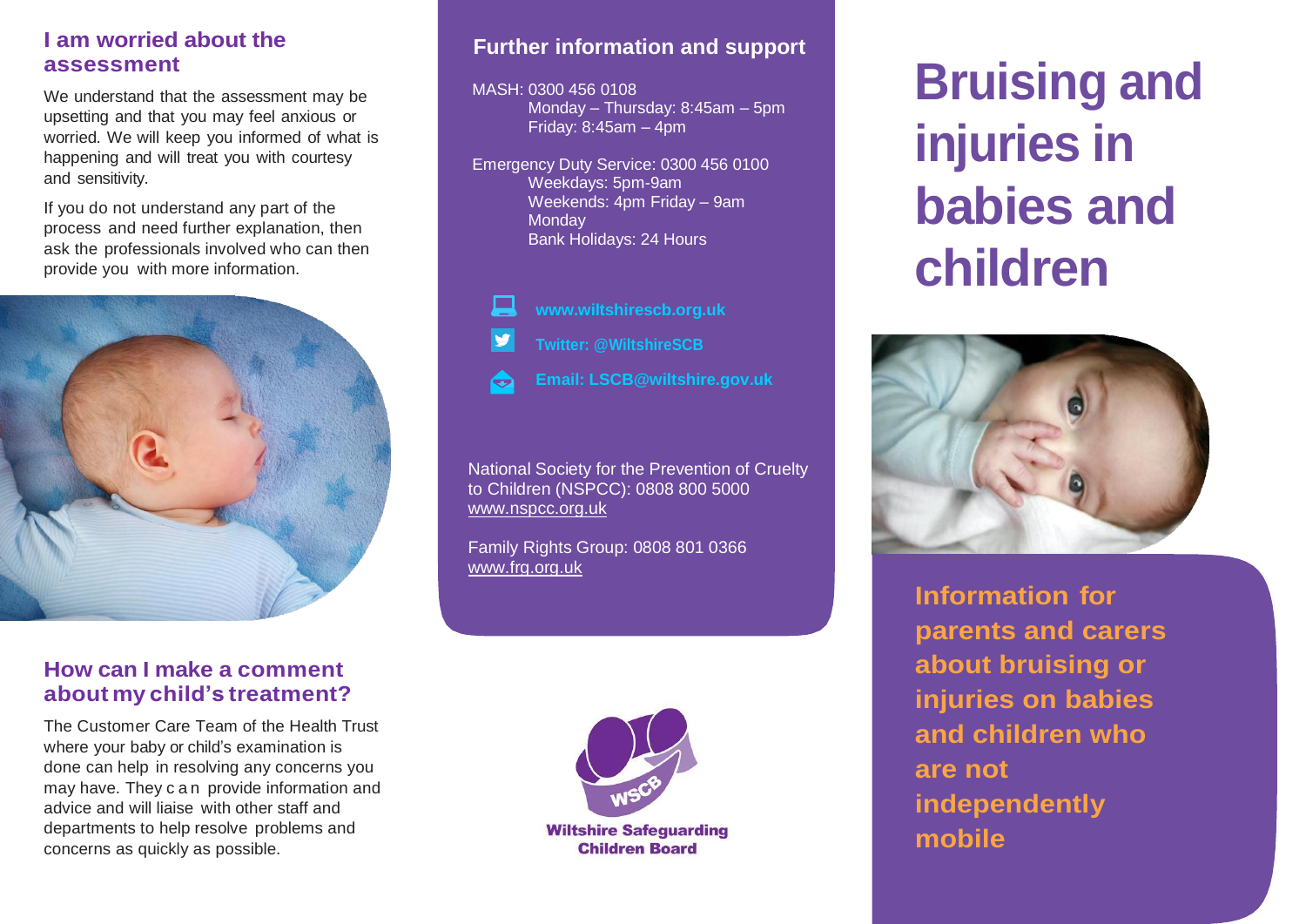## I am worried about the assessment

We understand that the assessment may be upsetting and that you may feel anxious or worried. We will keep you informed of what is happening and will treat you with courtesy and sensitivity.

If you do not understand any part of the process and need further explanation, then ask the professionals involved who can then provide you with more information.

## How can I make a comment about my child's treatment?

The Customer Care Team of the Health Trust where your baby or child's examination is done can help in resolving any concerns you may have. They can provide information and advice and will liaise with other staff and departments to help resolve problems and concerns as quickly as possible.

## Further information and support

MASH: 0300 456 0108
Monday – Thursday: 8:45am – 5pm
Friday: 8:45am – 4pm

Emergency Duty Service: 0300 456 0100
Weekdays: 5pm-9am
Weekends: 4pm Friday – 9am Monday
Bank Holidays: 24 Hours

**www.wiltshirescb.org.uk**

**Twitter: @WiltshireSCB**

**Email: LSCB@wiltshire.gov.uk**

National Society for the Prevention of Cruelty to Children (NSPCC): 0808 800 5000
www.nspcc.org.uk

Family Rights Group: 0808 801 0366
www.frg.org.uk

Wiltshire Safeguarding Children Board

# Bruising and injuries in babies and children

**Information for parents and carers about bruising or injuries on babies and children who are not independently mobile**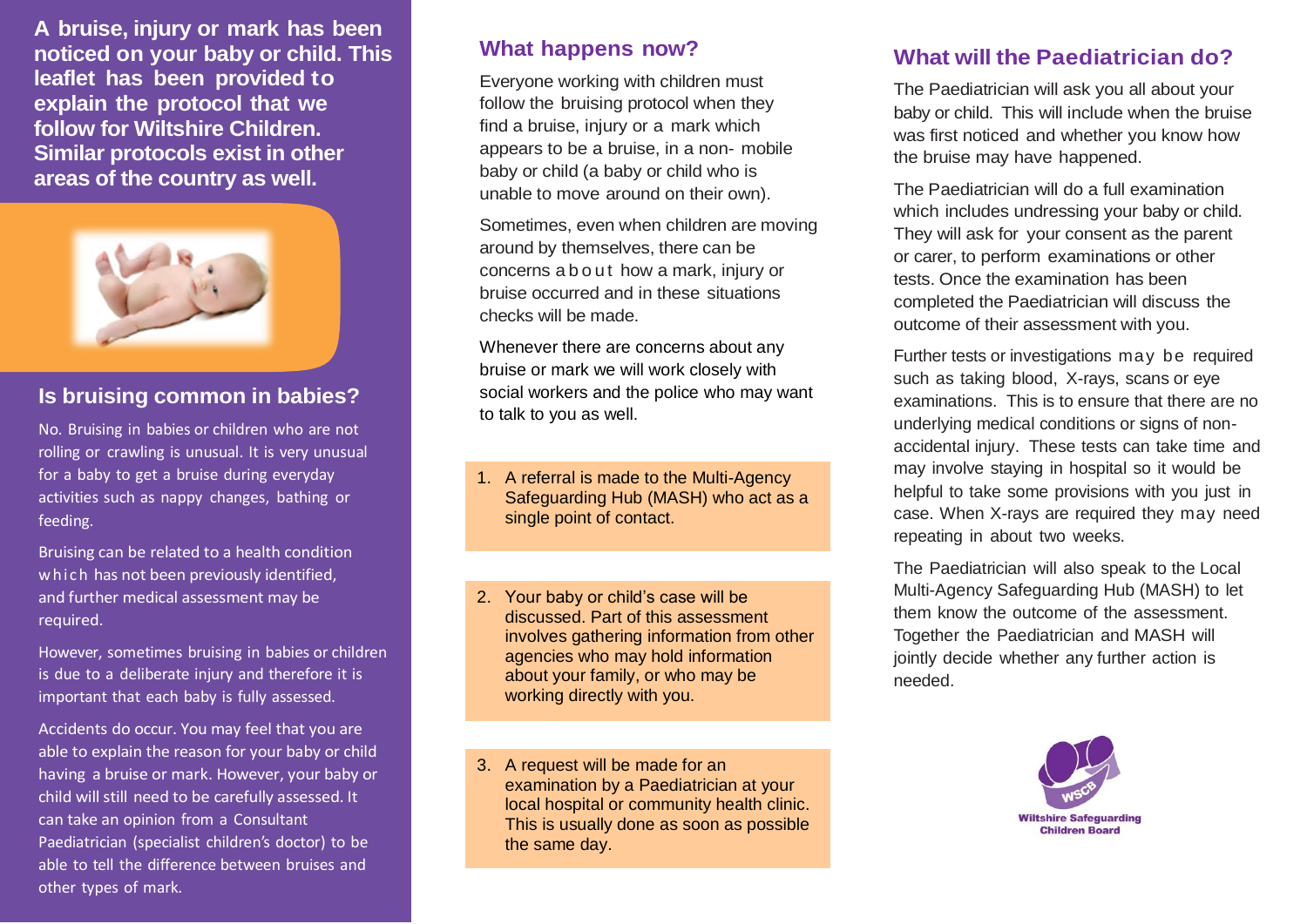**A bruise, injury or mark has been noticed on your baby or child. This leaflet has been provided to explain the protocol that we follow for Wiltshire Children. Similar protocols exist in other areas of the country as well.**

## Is bruising common in babies?

No. Bruising in babies or children who are not rolling or crawling is unusual. It is very unusual for a baby to get a bruise during everyday activities such as nappy changes, bathing or feeding.

Bruising can be related to a health condition which has not been previously identified, and further medical assessment may be required.

However, sometimes bruising in babies or children is due to a deliberate injury and therefore it is important that each baby is fully assessed.

Accidents do occur. You may feel that you are able to explain the reason for your baby or child having a bruise or mark. However, your baby or child will still need to be carefully assessed. It can take an opinion from a Consultant Paediatrician (specialist children's doctor) to be able to tell the difference between bruises and other types of mark.

## What happens now?

Everyone working with children must follow the bruising protocol when they find a bruise, injury or a mark which appears to be a bruise, in a non- mobile baby or child (a baby or child who is unable to move around on their own).

Sometimes, even when children are moving around by themselves, there can be concerns about how a mark, injury or bruise occurred and in these situations checks will be made.

Whenever there are concerns about any bruise or mark we will work closely with social workers and the police who may want to talk to you as well.

1. A referral is made to the Multi-Agency Safeguarding Hub (MASH) who act as a single point of contact.
2. Your baby or child's case will be discussed. Part of this assessment involves gathering information from other agencies who may hold information about your family, or who may be working directly with you.
3. A request will be made for an examination by a Paediatrician at your local hospital or community health clinic. This is usually done as soon as possible the same day.

## What will the Paediatrician do?

The Paediatrician will ask you all about your baby or child. This will include when the bruise was first noticed and whether you know how the bruise may have happened.

The Paediatrician will do a full examination which includes undressing your baby or child. They will ask for your consent as the parent or carer, to perform examinations or other tests. Once the examination has been completed the Paediatrician will discuss the outcome of their assessment with you.

Further tests or investigations may be required such as taking blood, X-rays, scans or eye examinations. This is to ensure that there are no underlying medical conditions or signs of non-accidental injury. These tests can take time and may involve staying in hospital so it would be helpful to take some provisions with you just in case. When X-rays are required they may need repeating in about two weeks.

The Paediatrician will also speak to the Local Multi-Agency Safeguarding Hub (MASH) to let them know the outcome of the assessment. Together the Paediatrician and MASH will jointly decide whether any further action is needed.

WSCB

Wiltshire Safeguarding Children Board